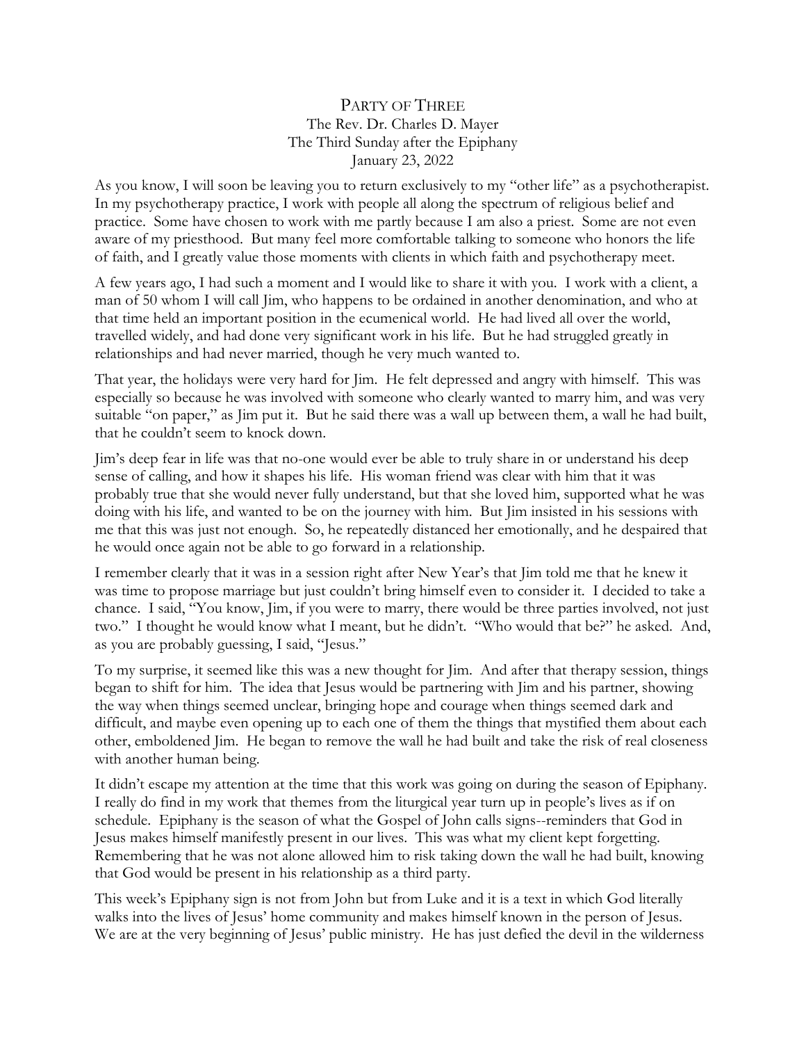# Party of Three

The Rev. Dr. Charles D. Mayer
The Third Sunday after the Epiphany
January 23, 2022

As you know, I will soon be leaving you to return exclusively to my "other life" as a psychotherapist. In my psychotherapy practice, I work with people all along the spectrum of religious belief and practice. Some have chosen to work with me partly because I am also a priest. Some are not even aware of my priesthood. But many feel more comfortable talking to someone who honors the life of faith, and I greatly value those moments with clients in which faith and psychotherapy meet.

A few years ago, I had such a moment and I would like to share it with you. I work with a client, a man of 50 whom I will call Jim, who happens to be ordained in another denomination, and who at that time held an important position in the ecumenical world. He had lived all over the world, travelled widely, and had done very significant work in his life. But he had struggled greatly in relationships and had never married, though he very much wanted to.

That year, the holidays were very hard for Jim. He felt depressed and angry with himself. This was especially so because he was involved with someone who clearly wanted to marry him, and was very suitable "on paper," as Jim put it. But he said there was a wall up between them, a wall he had built, that he couldn't seem to knock down.

Jim's deep fear in life was that no-one would ever be able to truly share in or understand his deep sense of calling, and how it shapes his life. His woman friend was clear with him that it was probably true that she would never fully understand, but that she loved him, supported what he was doing with his life, and wanted to be on the journey with him. But Jim insisted in his sessions with me that this was just not enough. So, he repeatedly distanced her emotionally, and he despaired that he would once again not be able to go forward in a relationship.

I remember clearly that it was in a session right after New Year's that Jim told me that he knew it was time to propose marriage but just couldn't bring himself even to consider it. I decided to take a chance. I said, "You know, Jim, if you were to marry, there would be three parties involved, not just two." I thought he would know what I meant, but he didn't. "Who would that be?" he asked. And, as you are probably guessing, I said, "Jesus."

To my surprise, it seemed like this was a new thought for Jim. And after that therapy session, things began to shift for him. The idea that Jesus would be partnering with Jim and his partner, showing the way when things seemed unclear, bringing hope and courage when things seemed dark and difficult, and maybe even opening up to each one of them the things that mystified them about each other, emboldened Jim. He began to remove the wall he had built and take the risk of real closeness with another human being.

It didn't escape my attention at the time that this work was going on during the season of Epiphany. I really do find in my work that themes from the liturgical year turn up in people's lives as if on schedule. Epiphany is the season of what the Gospel of John calls signs--reminders that God in Jesus makes himself manifestly present in our lives. This was what my client kept forgetting. Remembering that he was not alone allowed him to risk taking down the wall he had built, knowing that God would be present in his relationship as a third party.

This week's Epiphany sign is not from John but from Luke and it is a text in which God literally walks into the lives of Jesus' home community and makes himself known in the person of Jesus. We are at the very beginning of Jesus' public ministry. He has just defied the devil in the wilderness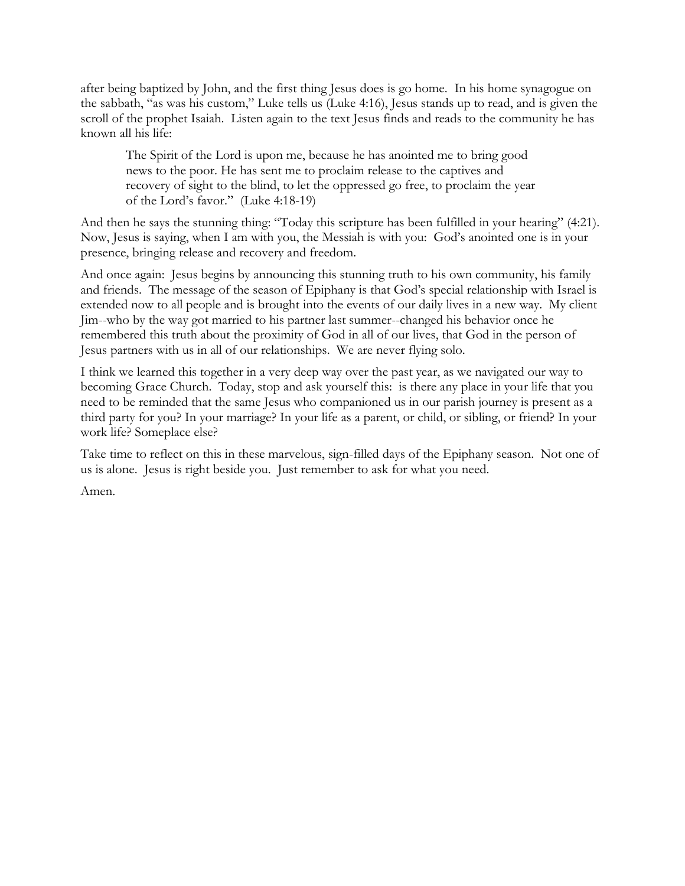after being baptized by John, and the first thing Jesus does is go home. In his home synagogue on the sabbath, "as was his custom," Luke tells us (Luke 4:16), Jesus stands up to read, and is given the scroll of the prophet Isaiah. Listen again to the text Jesus finds and reads to the community he has known all his life:

> The Spirit of the Lord is upon me, because he has anointed me to bring good news to the poor. He has sent me to proclaim release to the captives and recovery of sight to the blind, to let the oppressed go free, to proclaim the year of the Lord's favor." (Luke 4:18-19)

And then he says the stunning thing: "Today this scripture has been fulfilled in your hearing" (4:21). Now, Jesus is saying, when I am with you, the Messiah is with you: God's anointed one is in your presence, bringing release and recovery and freedom.

And once again: Jesus begins by announcing this stunning truth to his own community, his family and friends. The message of the season of Epiphany is that God's special relationship with Israel is extended now to all people and is brought into the events of our daily lives in a new way. My client Jim--who by the way got married to his partner last summer--changed his behavior once he remembered this truth about the proximity of God in all of our lives, that God in the person of Jesus partners with us in all of our relationships. We are never flying solo.

I think we learned this together in a very deep way over the past year, as we navigated our way to becoming Grace Church. Today, stop and ask yourself this: is there any place in your life that you need to be reminded that the same Jesus who companioned us in our parish journey is present as a third party for you? In your marriage? In your life as a parent, or child, or sibling, or friend? In your work life? Someplace else?

Take time to reflect on this in these marvelous, sign-filled days of the Epiphany season. Not one of us is alone. Jesus is right beside you. Just remember to ask for what you need.

Amen.